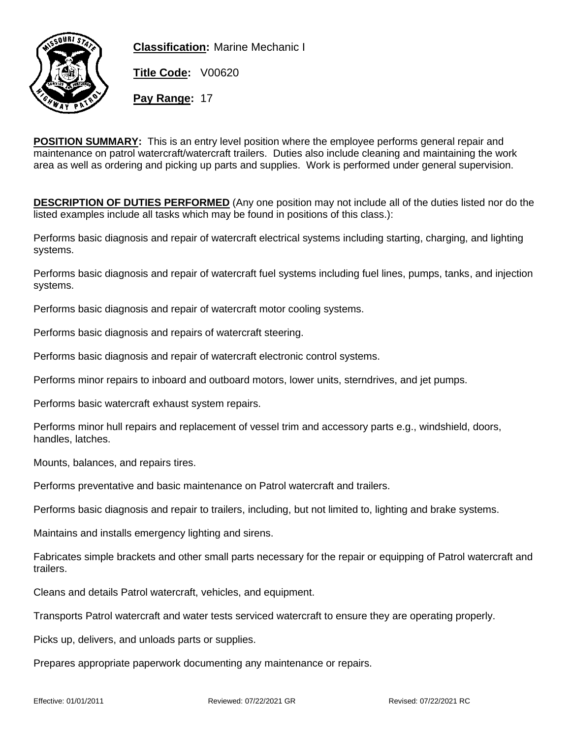**Classification:** Marine Mechanic I

**Title Code:** V00620

**Pay Range:** 17

**POSITION SUMMARY:** This is an entry level position where the employee performs general repair and maintenance on patrol watercraft/watercraft trailers. Duties also include cleaning and maintaining the work area as well as ordering and picking up parts and supplies. Work is performed under general supervision.

**DESCRIPTION OF DUTIES PERFORMED** (Any one position may not include all of the duties listed nor do the listed examples include all tasks which may be found in positions of this class.):

Performs basic diagnosis and repair of watercraft electrical systems including starting, charging, and lighting systems.

Performs basic diagnosis and repair of watercraft fuel systems including fuel lines, pumps, tanks, and injection systems.

Performs basic diagnosis and repair of watercraft motor cooling systems.

Performs basic diagnosis and repairs of watercraft steering.

Performs basic diagnosis and repair of watercraft electronic control systems.

Performs minor repairs to inboard and outboard motors, lower units, sterndrives, and jet pumps.

Performs basic watercraft exhaust system repairs.

Performs minor hull repairs and replacement of vessel trim and accessory parts e.g., windshield, doors, handles, latches.

Mounts, balances, and repairs tires.

Performs preventative and basic maintenance on Patrol watercraft and trailers.

Performs basic diagnosis and repair to trailers, including, but not limited to, lighting and brake systems.

Maintains and installs emergency lighting and sirens.

Fabricates simple brackets and other small parts necessary for the repair or equipping of Patrol watercraft and trailers.

Cleans and details Patrol watercraft, vehicles, and equipment.

Transports Patrol watercraft and water tests serviced watercraft to ensure they are operating properly.

Picks up, delivers, and unloads parts or supplies.

Prepares appropriate paperwork documenting any maintenance or repairs.

Effective: 01/01/2011 Reviewed: 07/22/2021 GR Revised: 07/22/2021 RC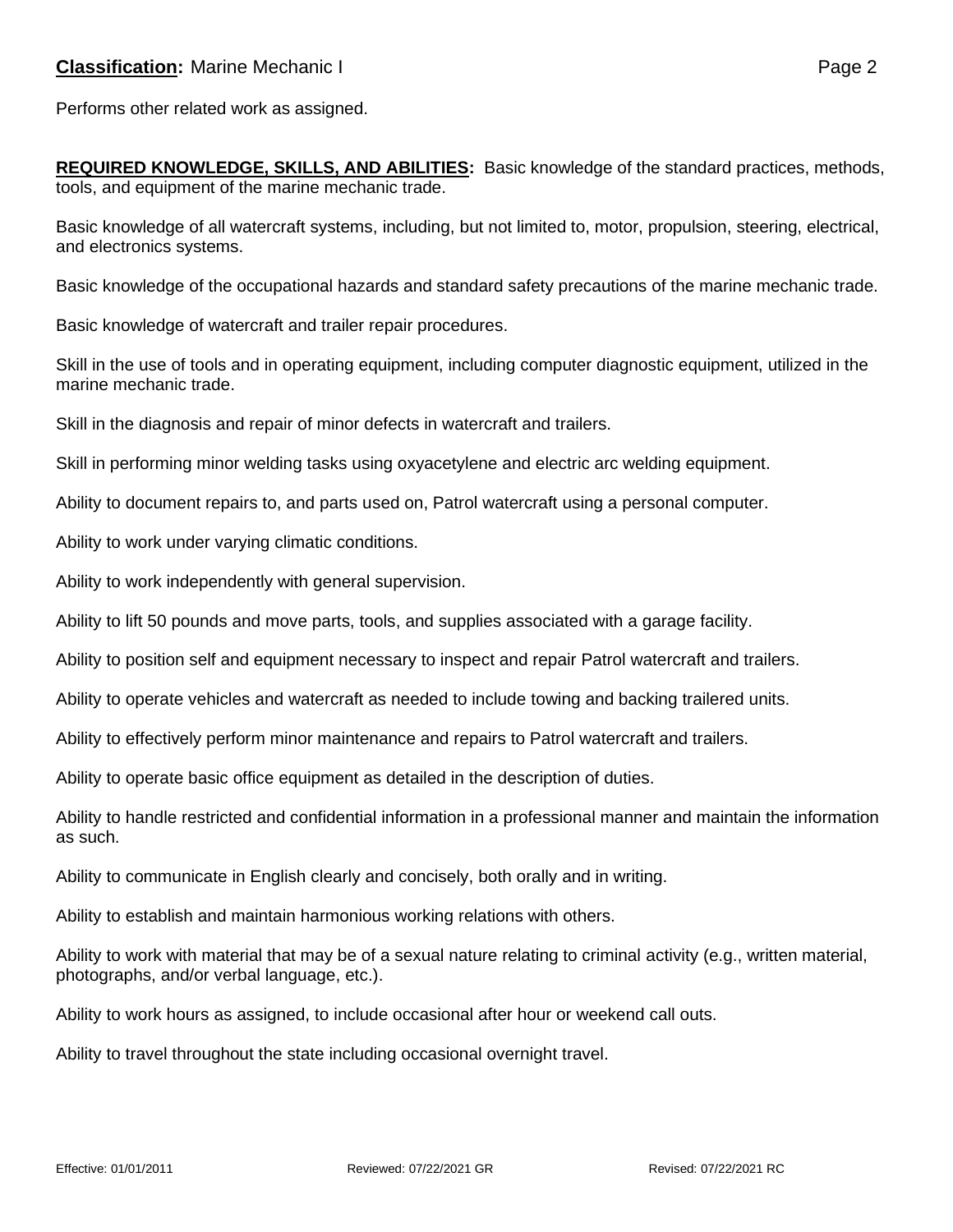Performs other related work as assigned.

**REQUIRED KNOWLEDGE, SKILLS, AND ABILITIES:** Basic knowledge of the standard practices, methods, tools, and equipment of the marine mechanic trade.

Basic knowledge of all watercraft systems, including, but not limited to, motor, propulsion, steering, electrical, and electronics systems.

Basic knowledge of the occupational hazards and standard safety precautions of the marine mechanic trade.

Basic knowledge of watercraft and trailer repair procedures.

Skill in the use of tools and in operating equipment, including computer diagnostic equipment, utilized in the marine mechanic trade.

Skill in the diagnosis and repair of minor defects in watercraft and trailers.

Skill in performing minor welding tasks using oxyacetylene and electric arc welding equipment.

Ability to document repairs to, and parts used on, Patrol watercraft using a personal computer.

Ability to work under varying climatic conditions.

Ability to work independently with general supervision.

Ability to lift 50 pounds and move parts, tools, and supplies associated with a garage facility.

Ability to position self and equipment necessary to inspect and repair Patrol watercraft and trailers.

Ability to operate vehicles and watercraft as needed to include towing and backing trailered units.

Ability to effectively perform minor maintenance and repairs to Patrol watercraft and trailers.

Ability to operate basic office equipment as detailed in the description of duties.

Ability to handle restricted and confidential information in a professional manner and maintain the information as such.

Ability to communicate in English clearly and concisely, both orally and in writing.

Ability to establish and maintain harmonious working relations with others.

Ability to work with material that may be of a sexual nature relating to criminal activity (e.g., written material, photographs, and/or verbal language, etc.).

Ability to work hours as assigned, to include occasional after hour or weekend call outs.

Ability to travel throughout the state including occasional overnight travel.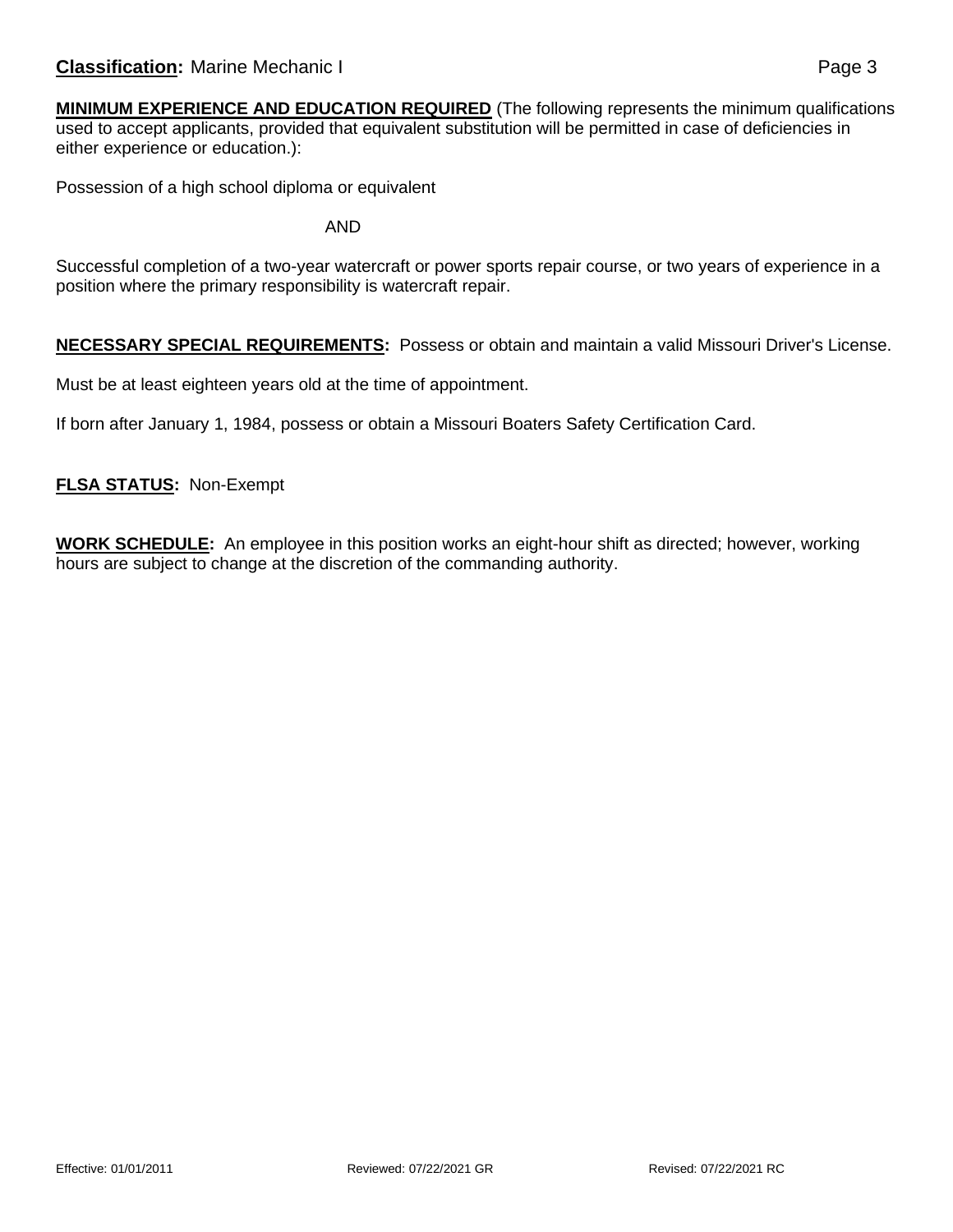**MINIMUM EXPERIENCE AND EDUCATION REQUIRED** (The following represents the minimum qualifications used to accept applicants, provided that equivalent substitution will be permitted in case of deficiencies in either experience or education.):

Possession of a high school diploma or equivalent

AND

Successful completion of a two-year watercraft or power sports repair course, or two years of experience in a position where the primary responsibility is watercraft repair.

**NECESSARY SPECIAL REQUIREMENTS:** Possess or obtain and maintain a valid Missouri Driver's License.

Must be at least eighteen years old at the time of appointment.

If born after January 1, 1984, possess or obtain a Missouri Boaters Safety Certification Card.

**FLSA STATUS:** Non-Exempt

**WORK SCHEDULE:** An employee in this position works an eight-hour shift as directed; however, working hours are subject to change at the discretion of the commanding authority.

Effective: 01/01/2011 Reviewed: 07/22/2021 GR Revised: 07/22/2021 RC